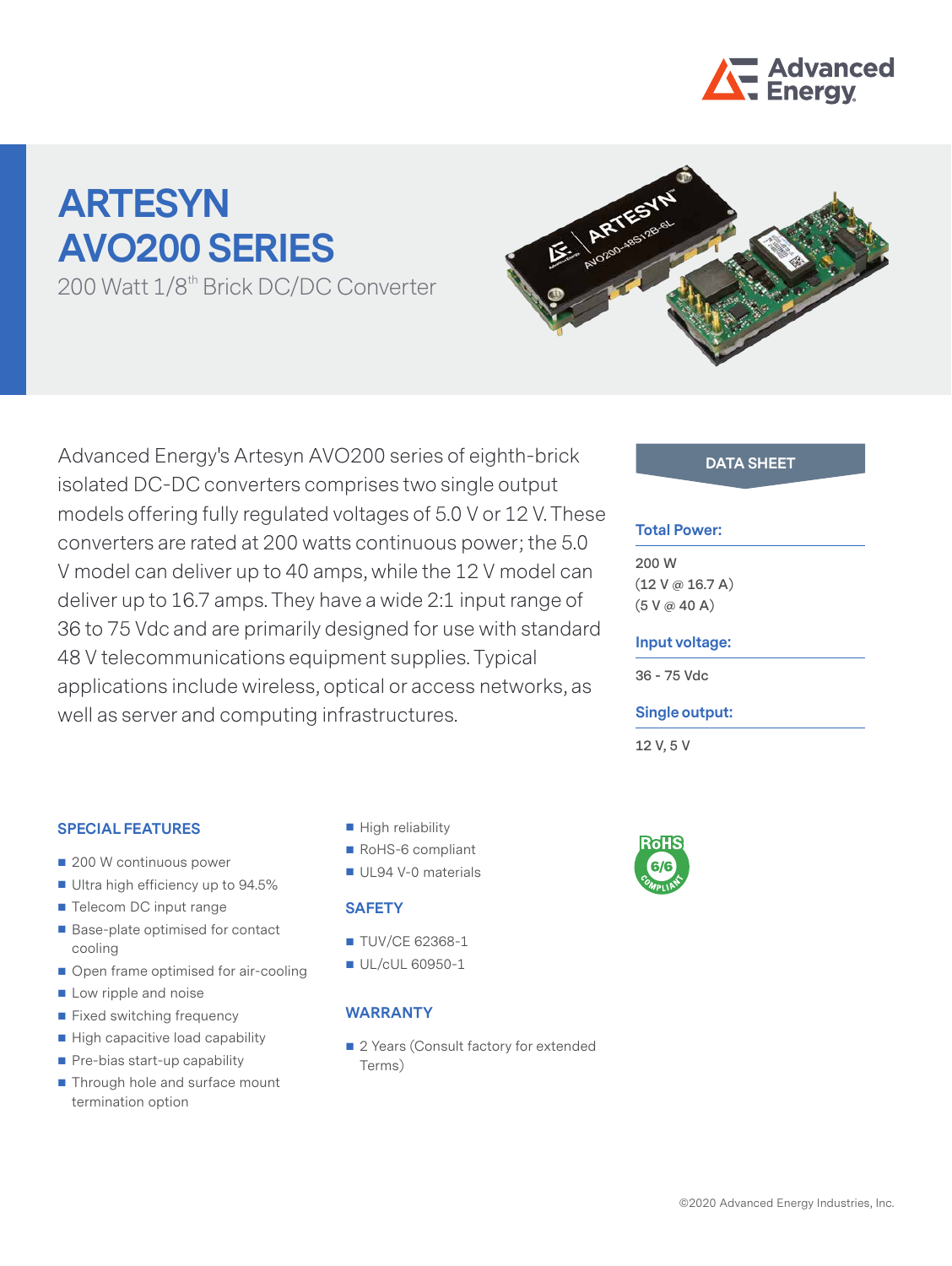# ARTESYN AVO200 SERIES

200 Watt 1/8th Brick DC/DC Converter

Advanced Energy's Artesyn AVO200 series of eighth-brick isolated DC-DC converters comprises two single output models offering fully regulated voltages of 5.0 V or 12 V. These converters are rated at 200 watts continuous power; the 5.0 V model can deliver up to 40 amps, while the 12 V model can deliver up to 16.7 amps. They have a wide 2:1 input range of 36 to 75 Vdc and are primarily designed for use with standard 48 V telecommunications equipment supplies. Typical applications include wireless, optical or access networks, as well as server and computing infrastructures.

**DATA SHEET**

**Total Power:**

200 W
(12 V @ 16.7 A)
(5 V @ 40 A)

**Input voltage:**

36 - 75 Vdc

**Single output:**

12 V, 5 V

## SPECIAL FEATURES

- 200 W continuous power
- Ultra high efficiency up to 94.5%
- Telecom DC input range
- Base-plate optimised for contact cooling
- Open frame optimised for air-cooling
- Low ripple and noise
- Fixed switching frequency
- High capacitive load capability
- Pre-bias start-up capability
- Through hole and surface mount termination option
- High reliability
- RoHS-6 compliant
- UL94 V-0 materials

## SAFETY

- TUV/CE 62368-1
- UL/cUL 60950-1

## WARRANTY

- 2 Years (Consult factory for extended Terms)

RoHS 6/6 COMPLIANT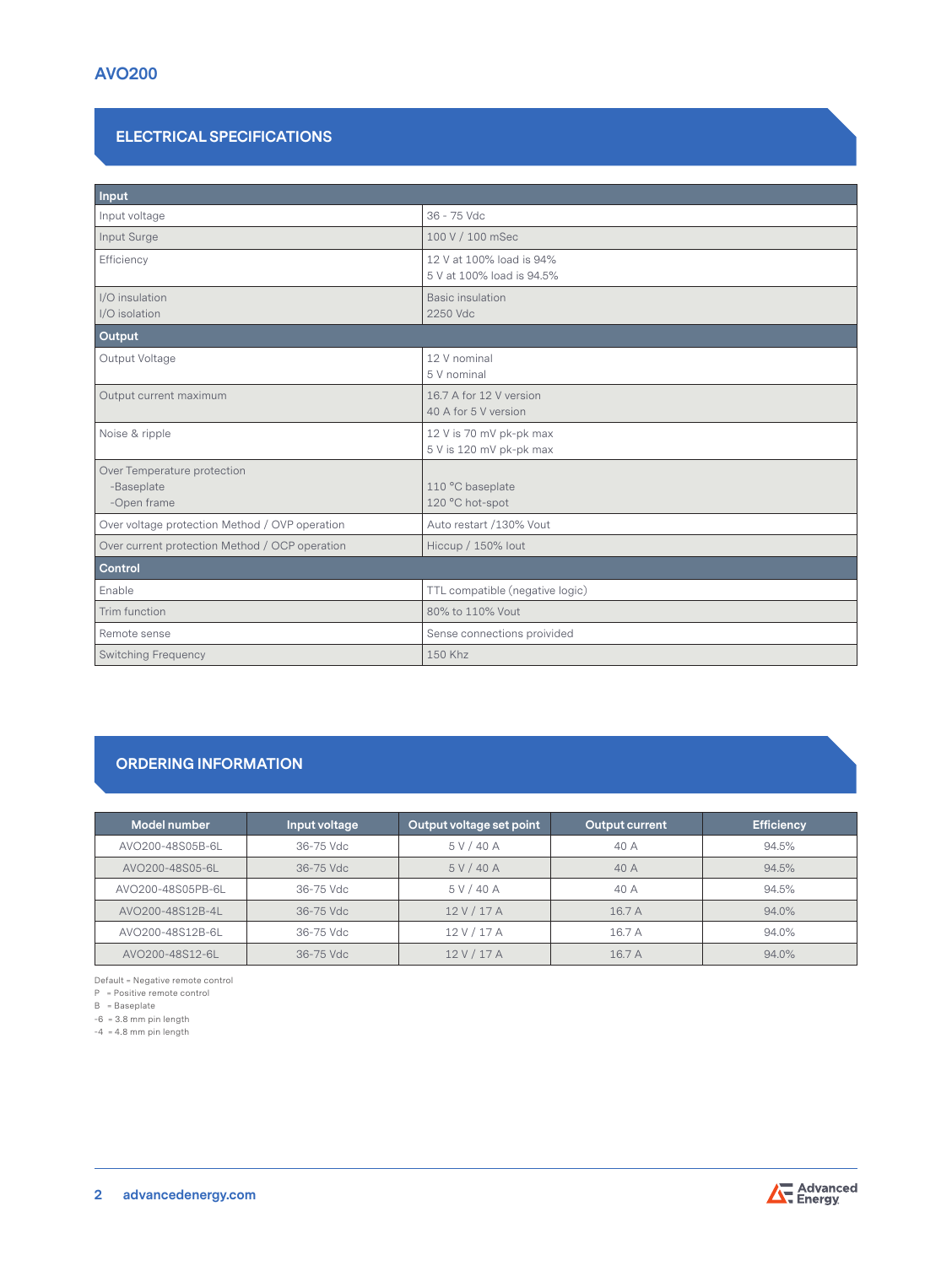## AVO200

## ELECTRICAL SPECIFICATIONS

| **Input** | |
|---|---|
| Input voltage | 36 - 75 Vdc |
| Input Surge | 100 V / 100 mSec |
| Efficiency | 12 V at 100% load is 94%<br>5 V at 100% load is 94.5% |
| I/O insulation<br>I/O isolation | Basic insulation<br>2250 Vdc |
| **Output** | |
| Output Voltage | 12 V nominal<br>5 V nominal |
| Output current maximum | 16.7 A for 12 V version<br>40 A for 5 V version |
| Noise & ripple | 12 V is 70 mV pk-pk max<br>5 V is 120 mV pk-pk max |
| Over Temperature protection<br>-Baseplate<br>-Open frame | <br>110 °C baseplate<br>120 °C hot-spot |
| Over voltage protection Method / OVP operation | Auto restart /130% Vout |
| Over current protection Method / OCP operation | Hiccup / 150% Iout |
| **Control** | |
| Enable | TTL compatible (negative logic) |
| Trim function | 80% to 110% Vout |
| Remote sense | Sense connections proivided |
| Switching Frequency | 150 Khz |

## ORDERING INFORMATION

| Model number | Input voltage | Output voltage set point | Output current | Efficiency |
|---|---|---|---|---|
| AVO200-48S05B-6L | 36-75 Vdc | 5 V / 40 A | 40 A | 94.5% |
| AVO200-48S05-6L | 36-75 Vdc | 5 V / 40 A | 40 A | 94.5% |
| AVO200-48S05PB-6L | 36-75 Vdc | 5 V / 40 A | 40 A | 94.5% |
| AVO200-48S12B-4L | 36-75 Vdc | 12 V / 17 A | 16.7 A | 94.0% |
| AVO200-48S12B-6L | 36-75 Vdc | 12 V / 17 A | 16.7 A | 94.0% |
| AVO200-48S12-6L | 36-75 Vdc | 12 V / 17 A | 16.7 A | 94.0% |

Default = Negative remote control
P = Positive remote control
B = Baseplate
-6 = 3.8 mm pin length
-4 = 4.8 mm pin length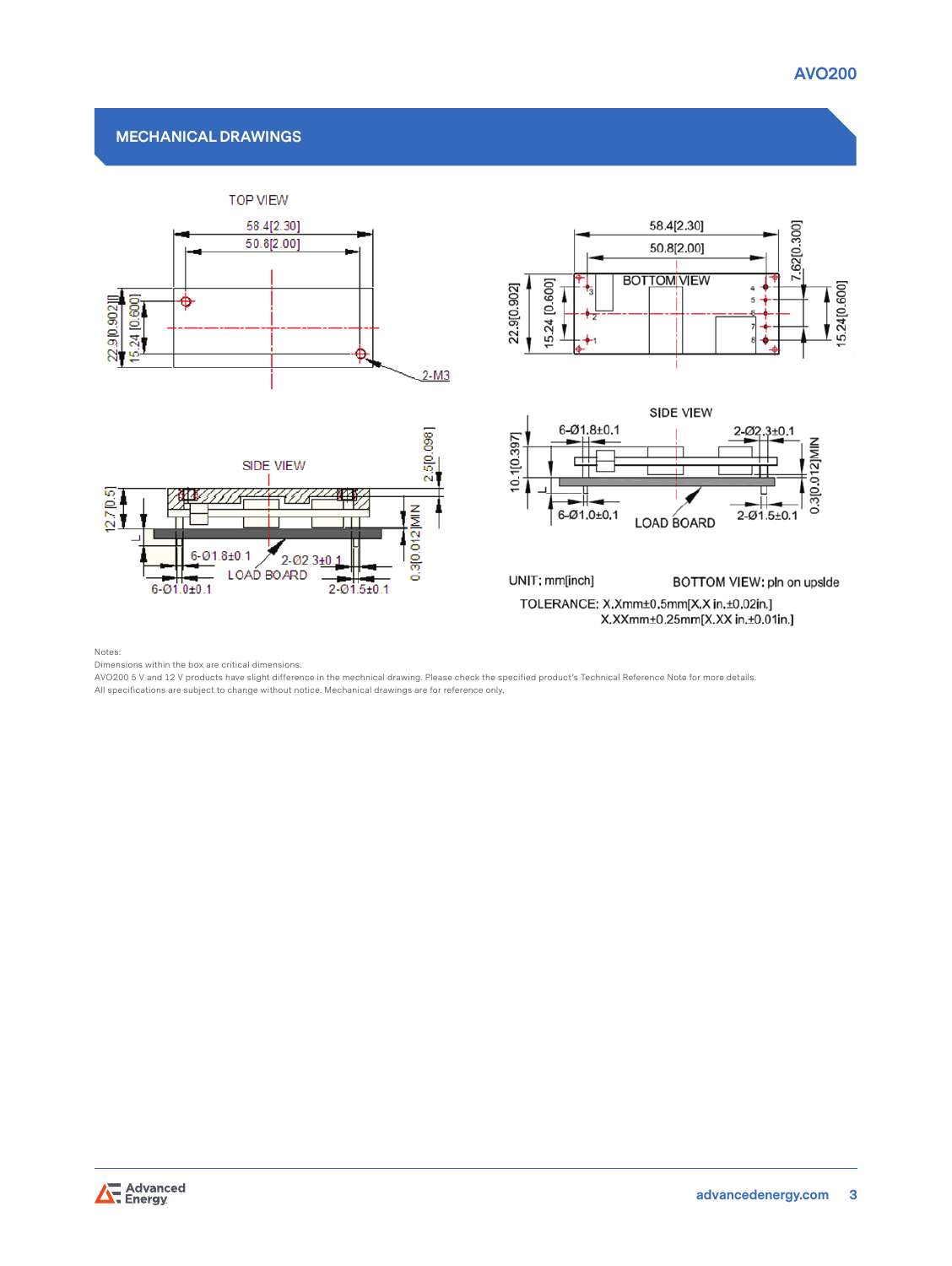## MECHANICAL DRAWINGS

TOP VIEW

58.4[2.30]

50.8[2.00]

22.9[0.902]

15.24 [0.600]

2-M3

BOTTOM VIEW

58.4[2.30]

50.8[2.00]

22.9[0.902]

15.24 [0.600]

7.62[0.300]

15.24[0.600]

SIDE VIEW

12.7[0.5]

2.5[0.098]

0.3[0.012]MIN

6-Ø1.8±0.1

2-Ø2.3±0.1

LOAD BOARD

6-Ø1.0±0.1

2-Ø1.5±0.1

SIDE VIEW

10.1[0.397]

6-Ø1.8±0.1

2-Ø2.3±0.1

0.3[0.012]MIN

6-Ø1.0±0.1

LOAD BOARD

2-Ø1.5±0.1

UNIT: mm[inch]

BOTTOM VIEW: pin on upside

TOLERANCE: X.Xmm±0.5mm[X.X in.±0.02in.]
X.XXmm±0.25mm[X.XX in.±0.01in.]

Notes:
Dimensions within the box are critical dimensions.
AVO200 5 V and 12 V products have slight difference in the mechnical drawing. Please check the specified product's Technical Reference Note for more details.
All specifications are subject to change without notice. Mechanical drawings are for reference only.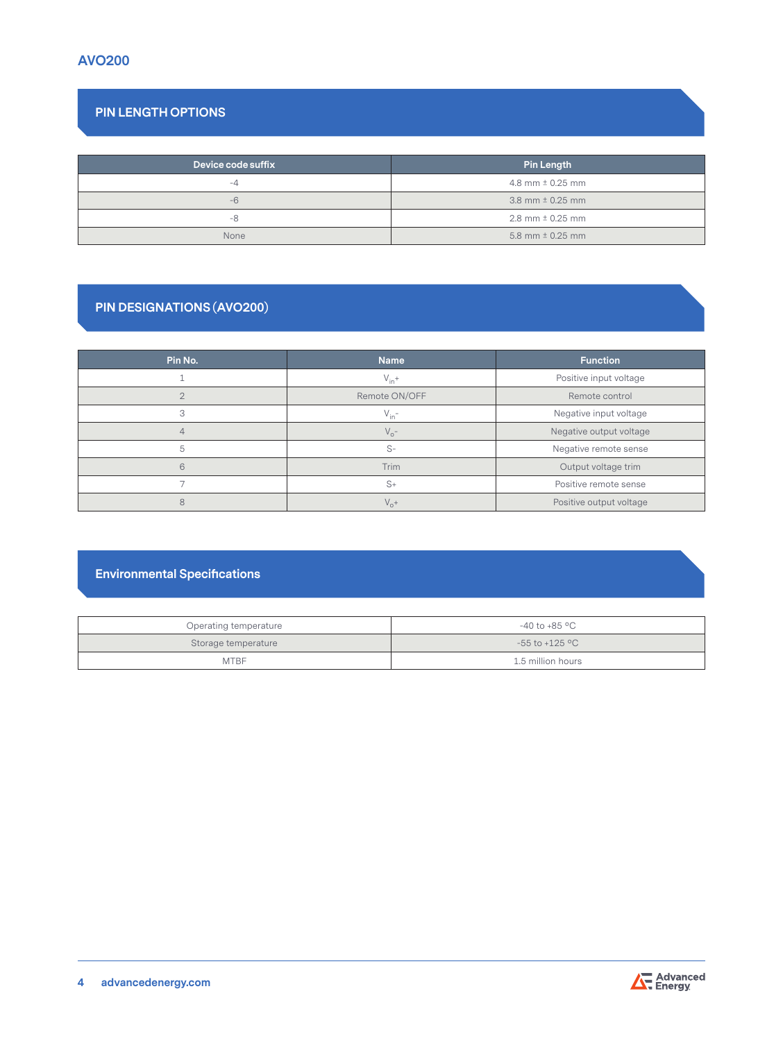## PIN LENGTH OPTIONS

| Device code suffix | Pin Length |
|---|---|
| -4 | 4.8 mm ± 0.25 mm |
| -6 | 3.8 mm ± 0.25 mm |
| -8 | 2.8 mm ± 0.25 mm |
| None | 5.8 mm ± 0.25 mm |

## PIN DESIGNATIONS (AVO200)

| Pin No. | Name | Function |
|---|---|---|
| 1 | $V_{in}+$ | Positive input voltage |
| 2 | Remote ON/OFF | Remote control |
| 3 | $V_{in}-$ | Negative input voltage |
| 4 | $V_{o}-$ | Negative output voltage |
| 5 | S- | Negative remote sense |
| 6 | Trim | Output voltage trim |
| 7 | S+ | Positive remote sense |
| 8 | $V_{o}+$ | Positive output voltage |

## Environmental Specifications

| | |
|---|---|
| Operating temperature | -40 to +85 °C |
| Storage temperature | -55 to +125 °C |
| MTBF | 1.5 million hours |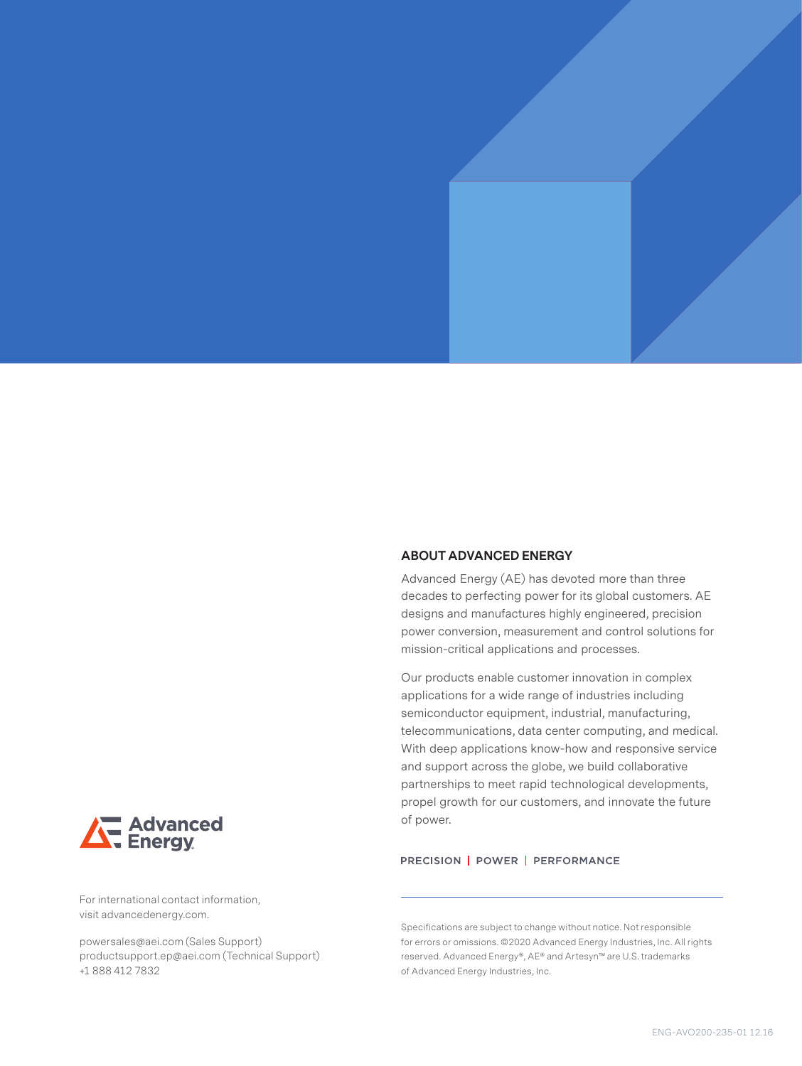## ABOUT ADVANCED ENERGY

Advanced Energy (AE) has devoted more than three decades to perfecting power for its global customers. AE designs and manufactures highly engineered, precision power conversion, measurement and control solutions for mission-critical applications and processes.

Our products enable customer innovation in complex applications for a wide range of industries including semiconductor equipment, industrial, manufacturing, telecommunications, data center computing, and medical. With deep applications know-how and responsive service and support across the globe, we build collaborative partnerships to meet rapid technological developments, propel growth for our customers, and innovate the future of power.

PRECISION | POWER | PERFORMANCE

Advanced Energy

For international contact information, visit advancedenergy.com.

powersales@aei.com (Sales Support)
productsupport.ep@aei.com (Technical Support)
+1 888 412 7832

Specifications are subject to change without notice. Not responsible for errors or omissions. ©2020 Advanced Energy Industries, Inc. All rights reserved. Advanced Energy®, AE® and Artesyn™ are U.S. trademarks of Advanced Energy Industries, Inc.

ENG-AVO200-235-01 12.16